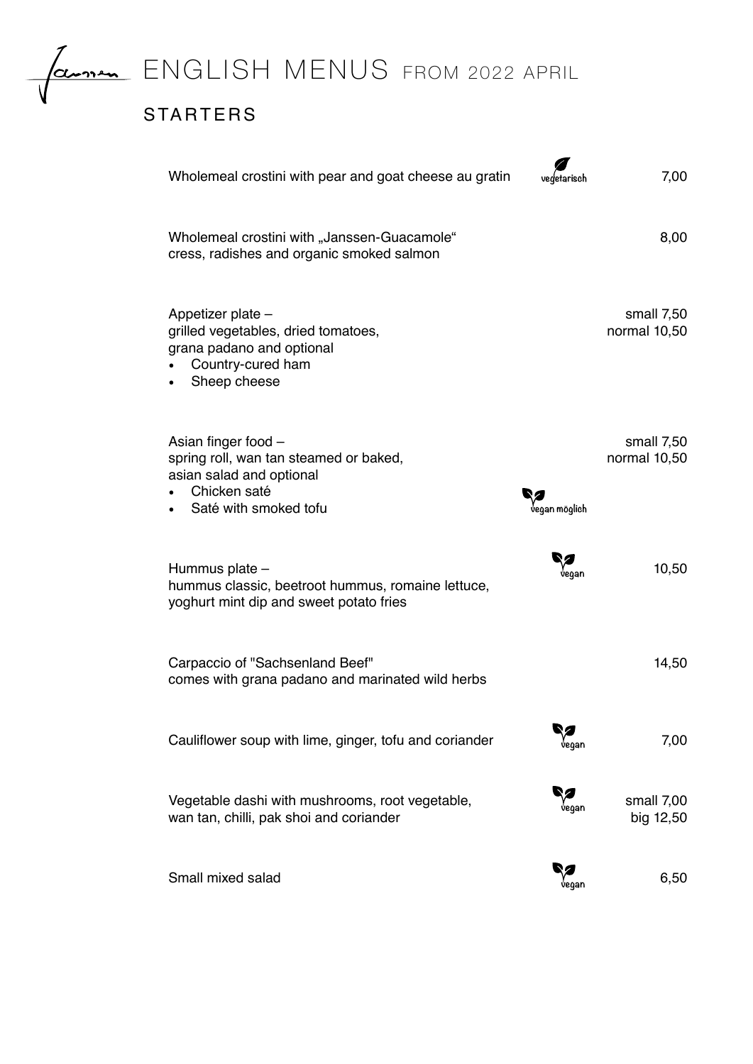# Janssen ENGLISH MENUS FROM 2022 APRIL

## STARTERS

| Dish | | Price |
|---|---|---|
| Wholemeal crostini with pear and goat cheese au gratin | vegetarisch | 7,00 |
| Wholemeal crostini with „Janssen-Guacamole" cress, radishes and organic smoked salmon | | 8,00 |
| Appetizer plate – grilled vegetables, dried tomatoes, grana padano and optional<br>• Country-cured ham<br>• Sheep cheese | | small 7,50<br>normal 10,50 |
| Asian finger food – spring roll, wan tan steamed or baked, asian salad and optional<br>• Chicken saté<br>• Saté with smoked tofu | vegan möglich | small 7,50<br>normal 10,50 |
| Hummus plate – hummus classic, beetroot hummus, romaine lettuce, yoghurt mint dip and sweet potato fries | vegan | 10,50 |
| Carpaccio of "Sachsenland Beef" comes with grana padano and marinated wild herbs | | 14,50 |
| Cauliflower soup with lime, ginger, tofu and coriander | vegan | 7,00 |
| Vegetable dashi with mushrooms, root vegetable, wan tan, chilli, pak shoi and coriander | vegan | small 7,00<br>big 12,50 |
| Small mixed salad | vegan | 6,50 |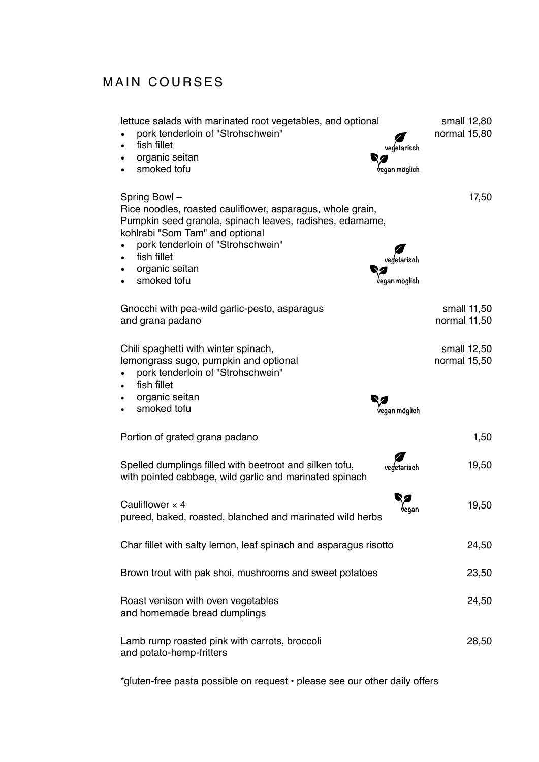# MAIN COURSES

lettuce salads with marinated root vegetables, and optional — small 12,80 / normal 15,80

- pork tenderloin of "Strohschwein"
- fish fillet
- organic seitan
- smoked tofu

vegetarisch · vegan möglich

Spring Bowl – — 17,50
Rice noodles, roasted cauliflower, asparagus, whole grain, Pumpkin seed granola, spinach leaves, radishes, edamame, kohlrabi "Som Tam" and optional

- pork tenderloin of "Strohschwein"
- fish fillet
- organic seitan
- smoked tofu

vegetarisch · vegan möglich

Gnocchi with pea-wild garlic-pesto, asparagus and grana padano — small 11,50 / normal 11,50

Chili spaghetti with winter spinach, lemongrass sugo, pumpkin and optional — small 12,50 / normal 15,50

- pork tenderloin of "Strohschwein"
- fish fillet
- organic seitan
- smoked tofu

vegan möglich

Portion of grated grana padano — 1,50

Spelled dumplings filled with beetroot and silken tofu, with pointed cabbage, wild garlic and marinated spinach — vegetarisch — 19,50

Cauliflower × 4
pureed, baked, roasted, blanched and marinated wild herbs — vegan — 19,50

Char fillet with salty lemon, leaf spinach and asparagus risotto — 24,50

Brown trout with pak shoi, mushrooms and sweet potatoes — 23,50

Roast venison with oven vegetables and homemade bread dumplings — 24,50

Lamb rump roasted pink with carrots, broccoli and potato-hemp-fritters — 28,50

*gluten-free pasta possible on request • please see our other daily offers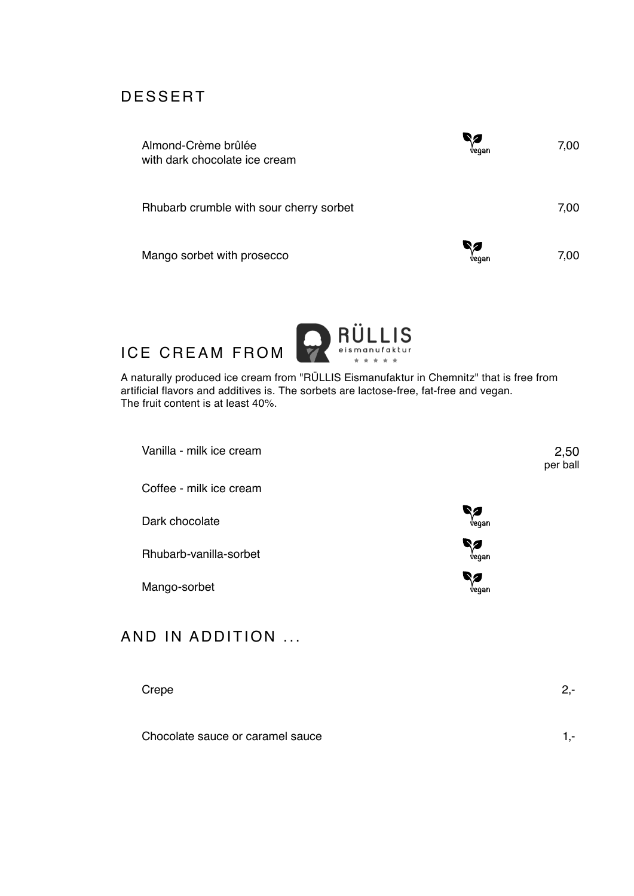## DESSERT

| | | |
|---|---|---|
| Almond-Crème brûlée<br>with dark chocolate ice cream | vegan | 7,00 |
| Rhubarb crumble with sour cherry sorbet | | 7,00 |
| Mango sorbet with prosecco | vegan | 7,00 |

## ICE CREAM FROM RÜLLIS eismanufaktur

A naturally produced ice cream from "RÜLLIS Eismanufaktur in Chemnitz" that is free from artificial flavors and additives is. The sorbets are lactose-free, fat-free and vegan.
The fruit content is at least 40%.

| | | |
|---|---|---|
| Vanilla - milk ice cream | | 2,50<br>per ball |
| Coffee - milk ice cream | | |
| Dark chocolate | vegan | |
| Rhubarb-vanilla-sorbet | vegan | |
| Mango-sorbet | vegan | |

## AND IN ADDITION ...

| | |
|---|---|
| Crepe | 2,- |
| Chocolate sauce or caramel sauce | 1,- |